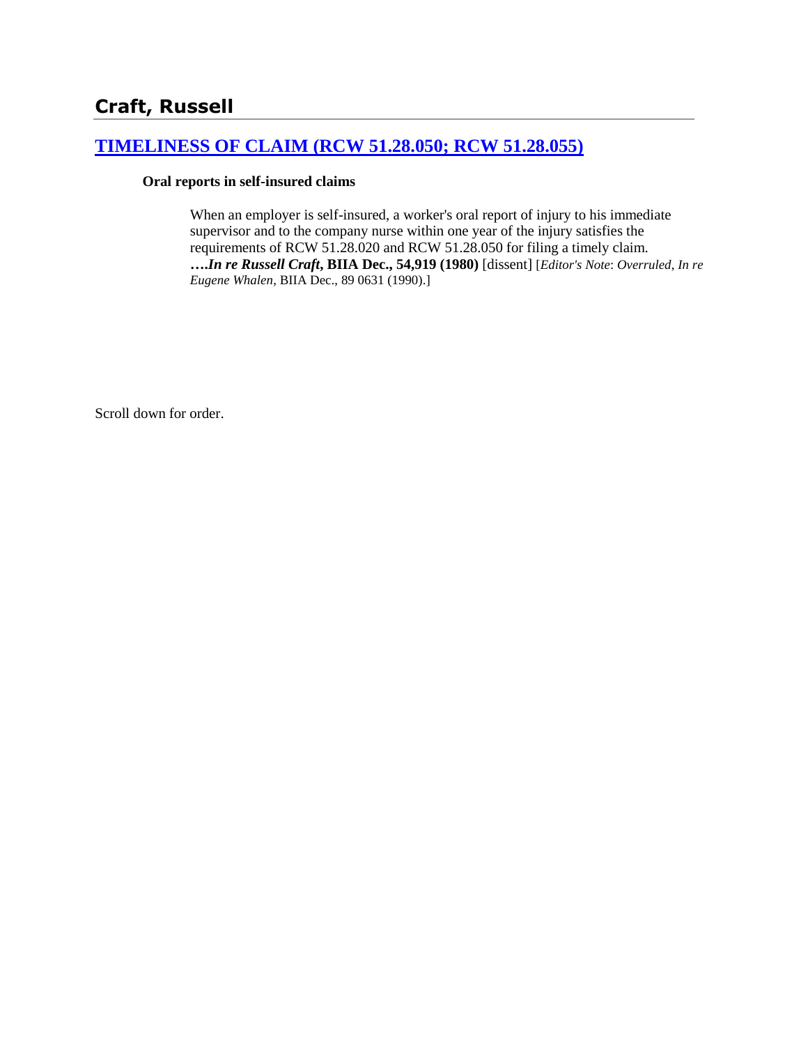## Craft, Russell

### [TIMELINESS OF CLAIM (RCW 51.28.050; RCW 51.28.055)]

**Oral reports in self-insured claims**

> When an employer is self-insured, a worker's oral report of injury to his immediate supervisor and to the company nurse within one year of the injury satisfies the requirements of RCW 51.28.020 and RCW 51.28.050 for filing a timely claim. ***….In re Russell Craft*, BIIA Dec., 54,919 (1980)** [dissent] [*Editor's Note*: *Overruled, In re Eugene Whalen*, BIIA Dec., 89 0631 (1990).]

Scroll down for order.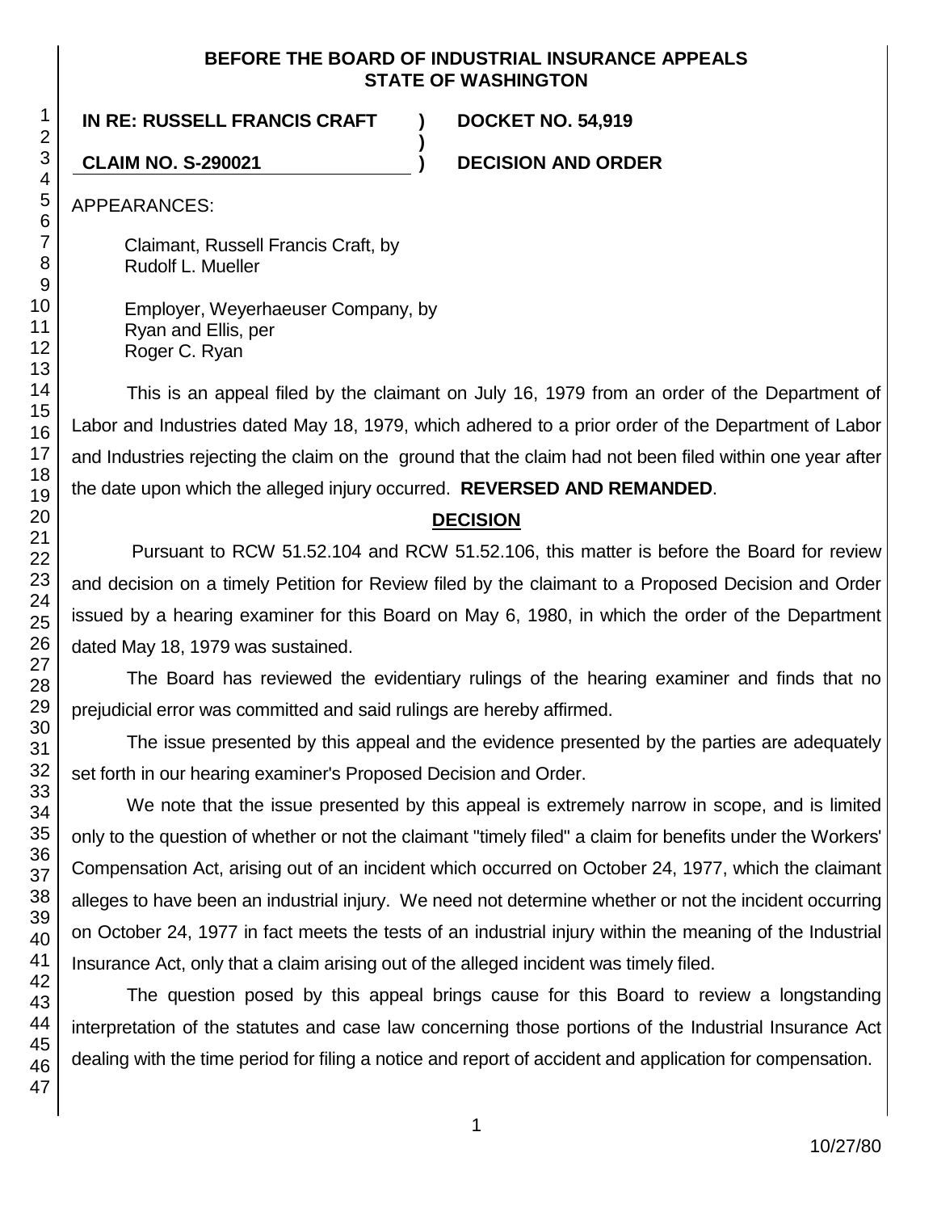**BEFORE THE BOARD OF INDUSTRIAL INSURANCE APPEALS**
**STATE OF WASHINGTON**

**IN RE: RUSSELL FRANCIS CRAFT** ) **DOCKET NO. 54,919**
)
**CLAIM NO. S-290021** ) **DECISION AND ORDER**

APPEARANCES:

Claimant, Russell Francis Craft, by
Rudolf L. Mueller

Employer, Weyerhaeuser Company, by
Ryan and Ellis, per
Roger C. Ryan

This is an appeal filed by the claimant on July 16, 1979 from an order of the Department of Labor and Industries dated May 18, 1979, which adhered to a prior order of the Department of Labor and Industries rejecting the claim on the ground that the claim had not been filed within one year after the date upon which the alleged injury occurred. **REVERSED AND REMANDED**.

## DECISION

Pursuant to RCW 51.52.104 and RCW 51.52.106, this matter is before the Board for review and decision on a timely Petition for Review filed by the claimant to a Proposed Decision and Order issued by a hearing examiner for this Board on May 6, 1980, in which the order of the Department dated May 18, 1979 was sustained.

The Board has reviewed the evidentiary rulings of the hearing examiner and finds that no prejudicial error was committed and said rulings are hereby affirmed.

The issue presented by this appeal and the evidence presented by the parties are adequately set forth in our hearing examiner's Proposed Decision and Order.

We note that the issue presented by this appeal is extremely narrow in scope, and is limited only to the question of whether or not the claimant "timely filed" a claim for benefits under the Workers' Compensation Act, arising out of an incident which occurred on October 24, 1977, which the claimant alleges to have been an industrial injury. We need not determine whether or not the incident occurring on October 24, 1977 in fact meets the tests of an industrial injury within the meaning of the Industrial Insurance Act, only that a claim arising out of the alleged incident was timely filed.

The question posed by this appeal brings cause for this Board to review a longstanding interpretation of the statutes and case law concerning those portions of the Industrial Insurance Act dealing with the time period for filing a notice and report of accident and application for compensation.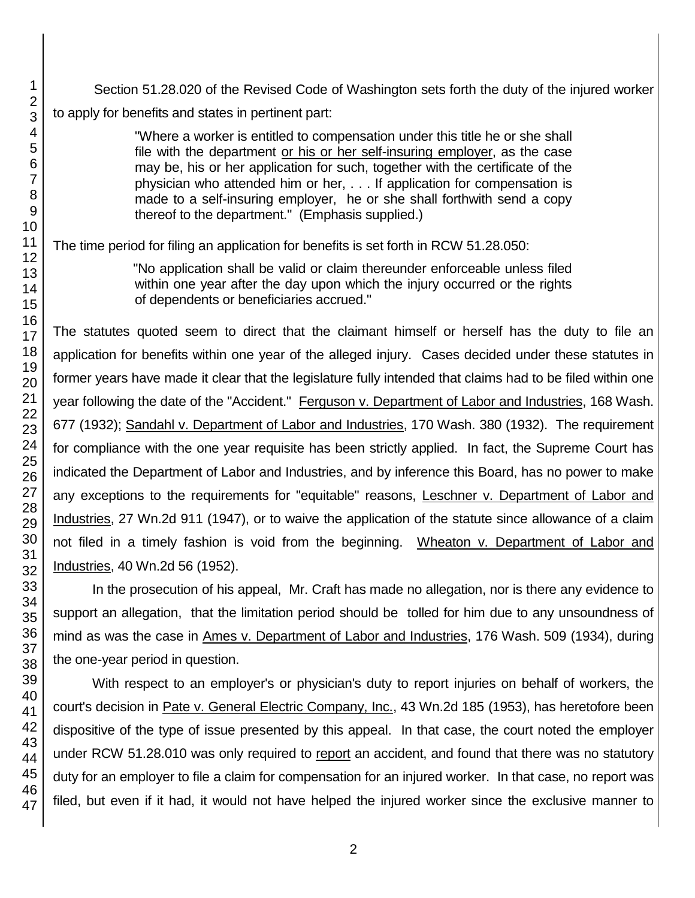Section 51.28.020 of the Revised Code of Washington sets forth the duty of the injured worker to apply for benefits and states in pertinent part:

> "Where a worker is entitled to compensation under this title he or she shall file with the department <u>or his or her self-insuring employer</u>, as the case may be, his or her application for such, together with the certificate of the physician who attended him or her, . . . If application for compensation is made to a self-insuring employer, he or she shall forthwith send a copy thereof to the department." (Emphasis supplied.)

The time period for filing an application for benefits is set forth in RCW 51.28.050:

> "No application shall be valid or claim thereunder enforceable unless filed within one year after the day upon which the injury occurred or the rights of dependents or beneficiaries accrued."

The statutes quoted seem to direct that the claimant himself or herself has the duty to file an application for benefits within one year of the alleged injury. Cases decided under these statutes in former years have made it clear that the legislature fully intended that claims had to be filed within one year following the date of the "Accident." <u>Ferguson v. Department of Labor and Industries</u>, 168 Wash. 677 (1932); <u>Sandahl v. Department of Labor and Industries</u>, 170 Wash. 380 (1932). The requirement for compliance with the one year requisite has been strictly applied. In fact, the Supreme Court has indicated the Department of Labor and Industries, and by inference this Board, has no power to make any exceptions to the requirements for "equitable" reasons, <u>Leschner v. Department of Labor and Industries</u>, 27 Wn.2d 911 (1947), or to waive the application of the statute since allowance of a claim not filed in a timely fashion is void from the beginning. <u>Wheaton v. Department of Labor and Industries</u>, 40 Wn.2d 56 (1952).

In the prosecution of his appeal, Mr. Craft has made no allegation, nor is there any evidence to support an allegation, that the limitation period should be tolled for him due to any unsoundness of mind as was the case in <u>Ames v. Department of Labor and Industries</u>, 176 Wash. 509 (1934), during the one-year period in question.

With respect to an employer's or physician's duty to report injuries on behalf of workers, the court's decision in <u>Pate v. General Electric Company, Inc.</u>, 43 Wn.2d 185 (1953), has heretofore been dispositive of the type of issue presented by this appeal. In that case, the court noted the employer under RCW 51.28.010 was only required to <u>report</u> an accident, and found that there was no statutory duty for an employer to file a claim for compensation for an injured worker. In that case, no report was filed, but even if it had, it would not have helped the injured worker since the exclusive manner to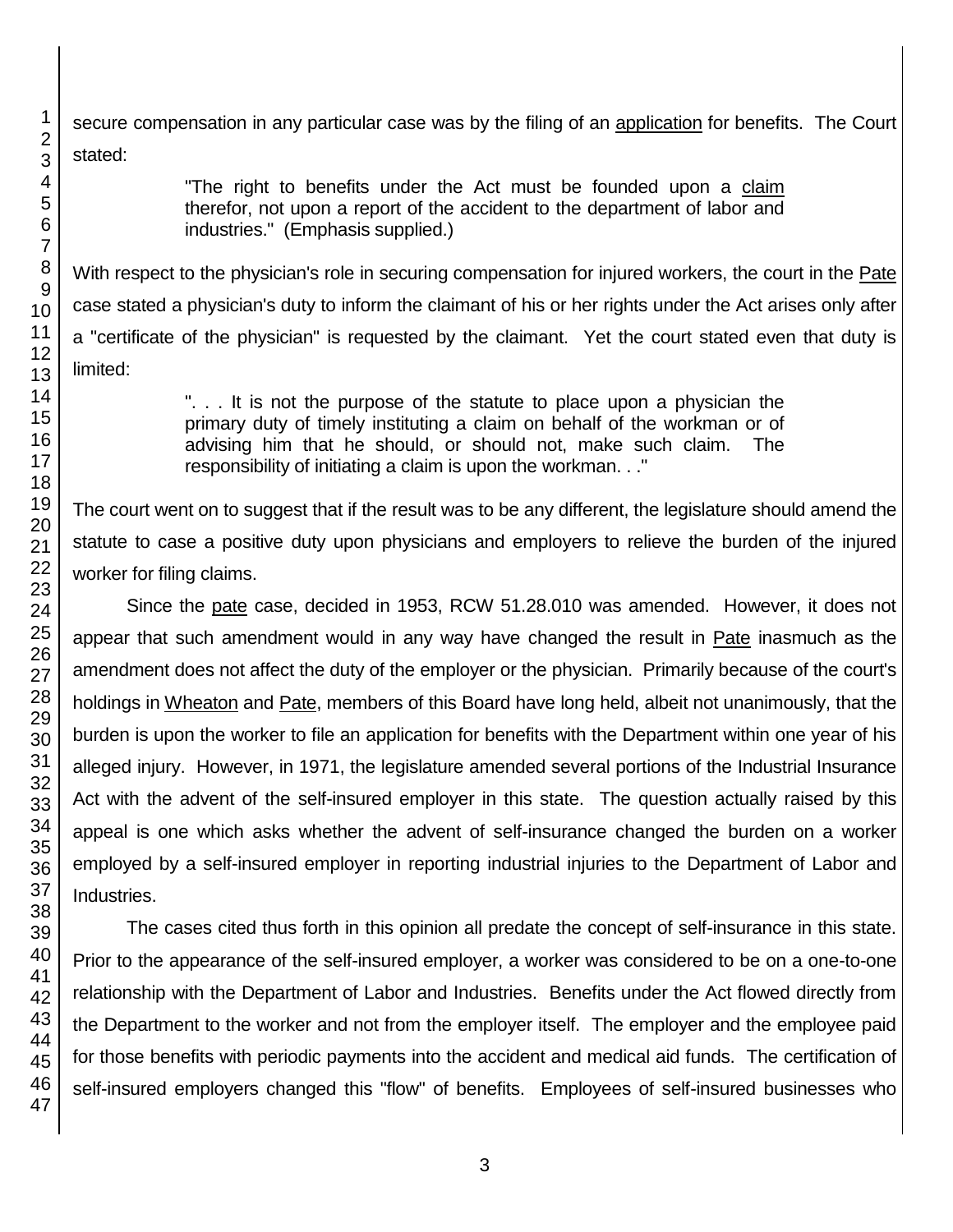secure compensation in any particular case was by the filing of an application for benefits. The Court stated:

> "The right to benefits under the Act must be founded upon a claim therefor, not upon a report of the accident to the department of labor and industries." (Emphasis supplied.)

With respect to the physician's role in securing compensation for injured workers, the court in the Pate case stated a physician's duty to inform the claimant of his or her rights under the Act arises only after a "certificate of the physician" is requested by the claimant. Yet the court stated even that duty is limited:

> ". . . It is not the purpose of the statute to place upon a physician the primary duty of timely instituting a claim on behalf of the workman or of advising him that he should, or should not, make such claim. The responsibility of initiating a claim is upon the workman. . ."

The court went on to suggest that if the result was to be any different, the legislature should amend the statute to case a positive duty upon physicians and employers to relieve the burden of the injured worker for filing claims.

Since the pate case, decided in 1953, RCW 51.28.010 was amended. However, it does not appear that such amendment would in any way have changed the result in Pate inasmuch as the amendment does not affect the duty of the employer or the physician. Primarily because of the court's holdings in Wheaton and Pate, members of this Board have long held, albeit not unanimously, that the burden is upon the worker to file an application for benefits with the Department within one year of his alleged injury. However, in 1971, the legislature amended several portions of the Industrial Insurance Act with the advent of the self-insured employer in this state. The question actually raised by this appeal is one which asks whether the advent of self-insurance changed the burden on a worker employed by a self-insured employer in reporting industrial injuries to the Department of Labor and Industries.

The cases cited thus forth in this opinion all predate the concept of self-insurance in this state. Prior to the appearance of the self-insured employer, a worker was considered to be on a one-to-one relationship with the Department of Labor and Industries. Benefits under the Act flowed directly from the Department to the worker and not from the employer itself. The employer and the employee paid for those benefits with periodic payments into the accident and medical aid funds. The certification of self-insured employers changed this "flow" of benefits. Employees of self-insured businesses who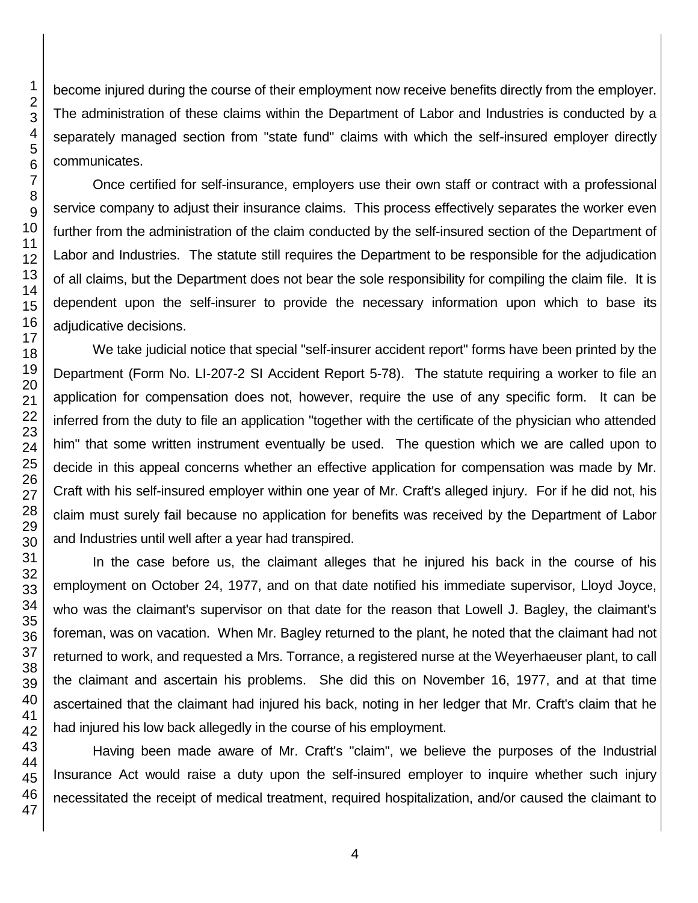become injured during the course of their employment now receive benefits directly from the employer. The administration of these claims within the Department of Labor and Industries is conducted by a separately managed section from "state fund" claims with which the self-insured employer directly communicates.

Once certified for self-insurance, employers use their own staff or contract with a professional service company to adjust their insurance claims. This process effectively separates the worker even further from the administration of the claim conducted by the self-insured section of the Department of Labor and Industries. The statute still requires the Department to be responsible for the adjudication of all claims, but the Department does not bear the sole responsibility for compiling the claim file. It is dependent upon the self-insurer to provide the necessary information upon which to base its adjudicative decisions.

We take judicial notice that special "self-insurer accident report" forms have been printed by the Department (Form No. LI-207-2 SI Accident Report 5-78). The statute requiring a worker to file an application for compensation does not, however, require the use of any specific form. It can be inferred from the duty to file an application "together with the certificate of the physician who attended him" that some written instrument eventually be used. The question which we are called upon to decide in this appeal concerns whether an effective application for compensation was made by Mr. Craft with his self-insured employer within one year of Mr. Craft's alleged injury. For if he did not, his claim must surely fail because no application for benefits was received by the Department of Labor and Industries until well after a year had transpired.

In the case before us, the claimant alleges that he injured his back in the course of his employment on October 24, 1977, and on that date notified his immediate supervisor, Lloyd Joyce, who was the claimant's supervisor on that date for the reason that Lowell J. Bagley, the claimant's foreman, was on vacation. When Mr. Bagley returned to the plant, he noted that the claimant had not returned to work, and requested a Mrs. Torrance, a registered nurse at the Weyerhaeuser plant, to call the claimant and ascertain his problems. She did this on November 16, 1977, and at that time ascertained that the claimant had injured his back, noting in her ledger that Mr. Craft's claim that he had injured his low back allegedly in the course of his employment.

Having been made aware of Mr. Craft's "claim", we believe the purposes of the Industrial Insurance Act would raise a duty upon the self-insured employer to inquire whether such injury necessitated the receipt of medical treatment, required hospitalization, and/or caused the claimant to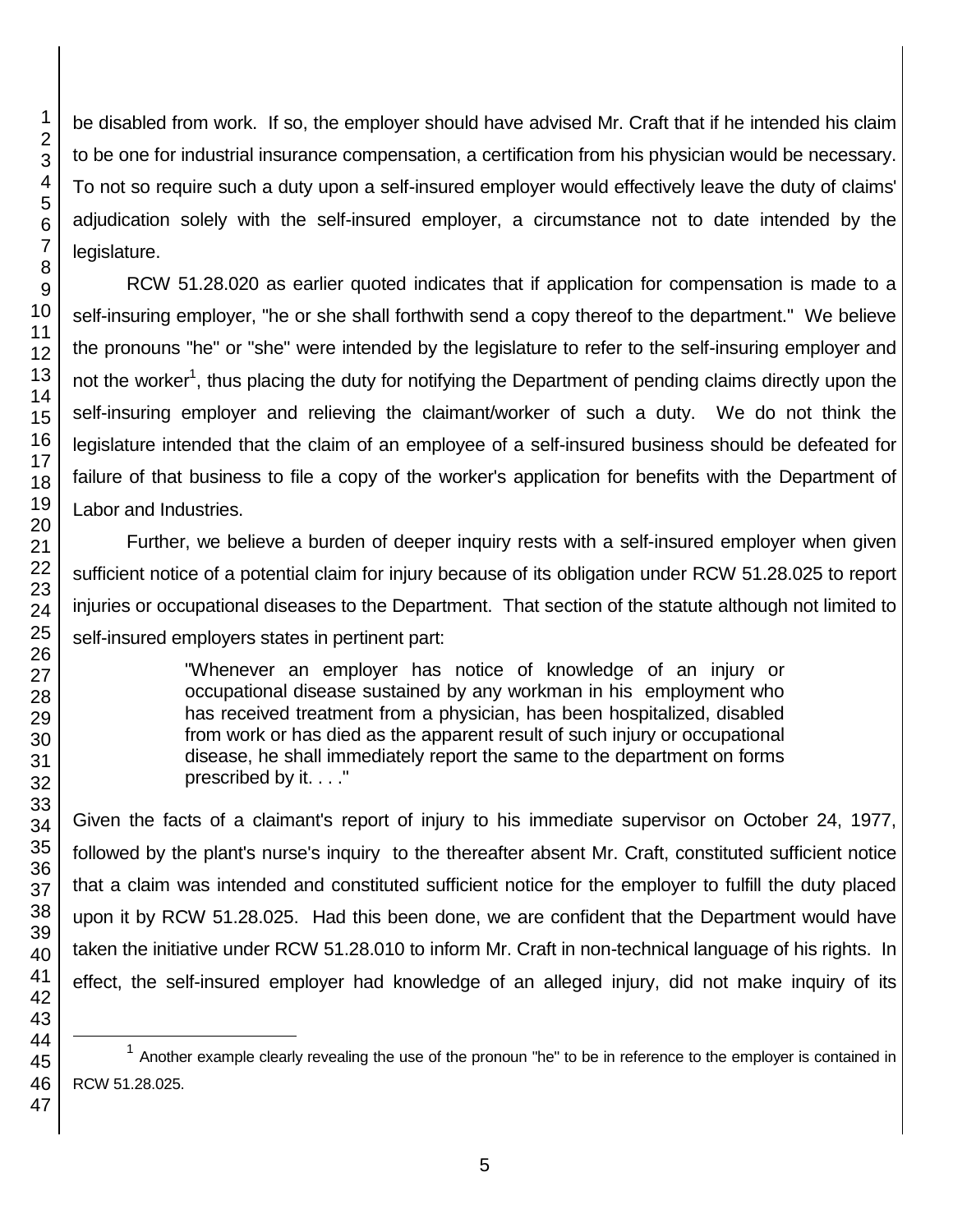be disabled from work. If so, the employer should have advised Mr. Craft that if he intended his claim to be one for industrial insurance compensation, a certification from his physician would be necessary. To not so require such a duty upon a self-insured employer would effectively leave the duty of claims' adjudication solely with the self-insured employer, a circumstance not to date intended by the legislature.

RCW 51.28.020 as earlier quoted indicates that if application for compensation is made to a self-insuring employer, "he or she shall forthwith send a copy thereof to the department." We believe the pronouns "he" or "she" were intended by the legislature to refer to the self-insuring employer and not the worker[1], thus placing the duty for notifying the Department of pending claims directly upon the self-insuring employer and relieving the claimant/worker of such a duty. We do not think the legislature intended that the claim of an employee of a self-insured business should be defeated for failure of that business to file a copy of the worker's application for benefits with the Department of Labor and Industries.

Further, we believe a burden of deeper inquiry rests with a self-insured employer when given sufficient notice of a potential claim for injury because of its obligation under RCW 51.28.025 to report injuries or occupational diseases to the Department. That section of the statute although not limited to self-insured employers states in pertinent part:

> "Whenever an employer has notice of knowledge of an injury or occupational disease sustained by any workman in his employment who has received treatment from a physician, has been hospitalized, disabled from work or has died as the apparent result of such injury or occupational disease, he shall immediately report the same to the department on forms prescribed by it. . . ."

Given the facts of a claimant's report of injury to his immediate supervisor on October 24, 1977, followed by the plant's nurse's inquiry to the thereafter absent Mr. Craft, constituted sufficient notice that a claim was intended and constituted sufficient notice for the employer to fulfill the duty placed upon it by RCW 51.28.025. Had this been done, we are confident that the Department would have taken the initiative under RCW 51.28.010 to inform Mr. Craft in non-technical language of his rights. In effect, the self-insured employer had knowledge of an alleged injury, did not make inquiry of its

[1] Another example clearly revealing the use of the pronoun "he" to be in reference to the employer is contained in RCW 51.28.025.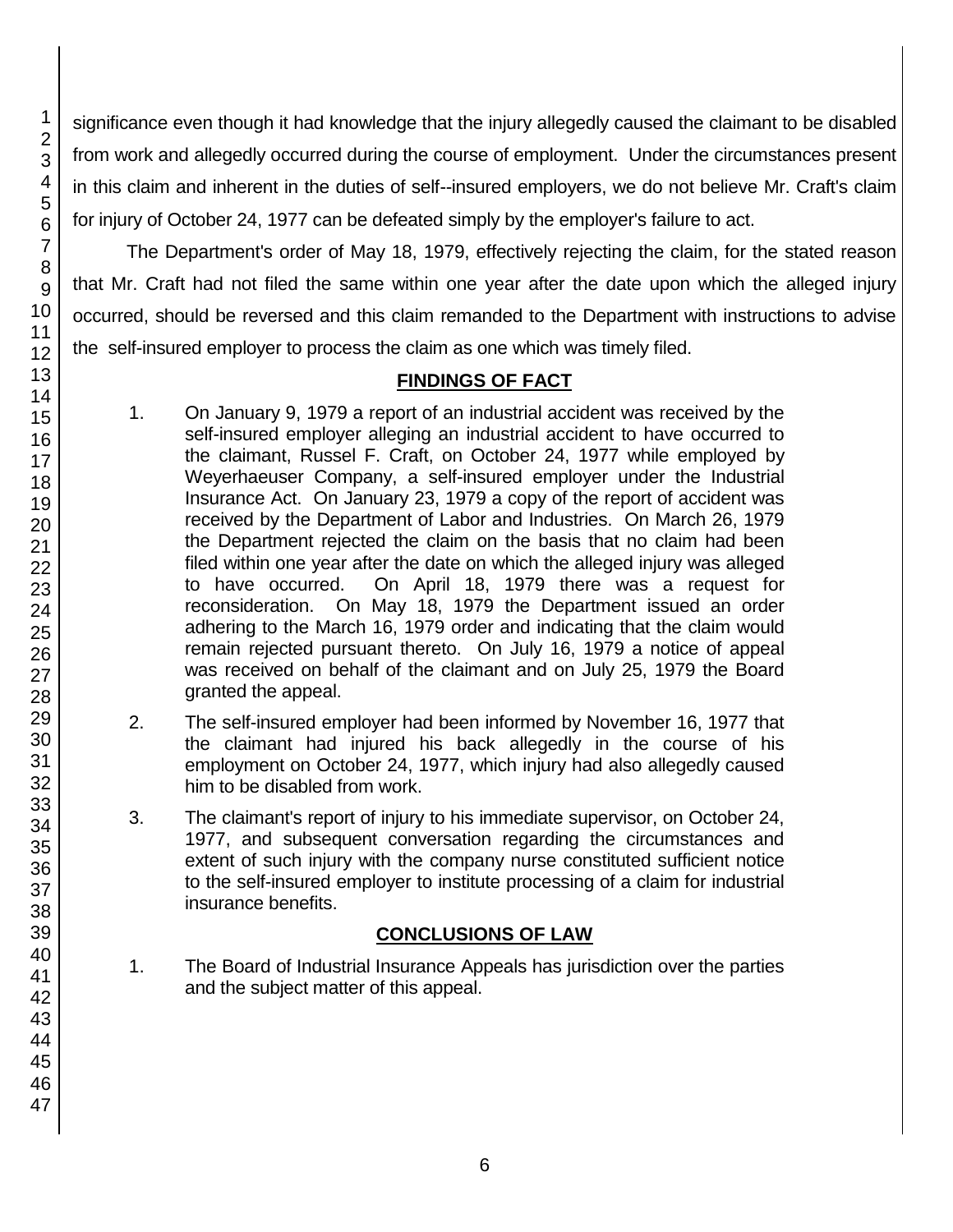significance even though it had knowledge that the injury allegedly caused the claimant to be disabled from work and allegedly occurred during the course of employment. Under the circumstances present in this claim and inherent in the duties of self--insured employers, we do not believe Mr. Craft's claim for injury of October 24, 1977 can be defeated simply by the employer's failure to act.

The Department's order of May 18, 1979, effectively rejecting the claim, for the stated reason that Mr. Craft had not filed the same within one year after the date upon which the alleged injury occurred, should be reversed and this claim remanded to the Department with instructions to advise the self-insured employer to process the claim as one which was timely filed.

## FINDINGS OF FACT

1. On January 9, 1979 a report of an industrial accident was received by the self-insured employer alleging an industrial accident to have occurred to the claimant, Russel F. Craft, on October 24, 1977 while employed by Weyerhaeuser Company, a self-insured employer under the Industrial Insurance Act. On January 23, 1979 a copy of the report of accident was received by the Department of Labor and Industries. On March 26, 1979 the Department rejected the claim on the basis that no claim had been filed within one year after the date on which the alleged injury was alleged to have occurred. On April 18, 1979 there was a request for reconsideration. On May 18, 1979 the Department issued an order adhering to the March 16, 1979 order and indicating that the claim would remain rejected pursuant thereto. On July 16, 1979 a notice of appeal was received on behalf of the claimant and on July 25, 1979 the Board granted the appeal.

2. The self-insured employer had been informed by November 16, 1977 that the claimant had injured his back allegedly in the course of his employment on October 24, 1977, which injury had also allegedly caused him to be disabled from work.

3. The claimant's report of injury to his immediate supervisor, on October 24, 1977, and subsequent conversation regarding the circumstances and extent of such injury with the company nurse constituted sufficient notice to the self-insured employer to institute processing of a claim for industrial insurance benefits.

## CONCLUSIONS OF LAW

1. The Board of Industrial Insurance Appeals has jurisdiction over the parties and the subject matter of this appeal.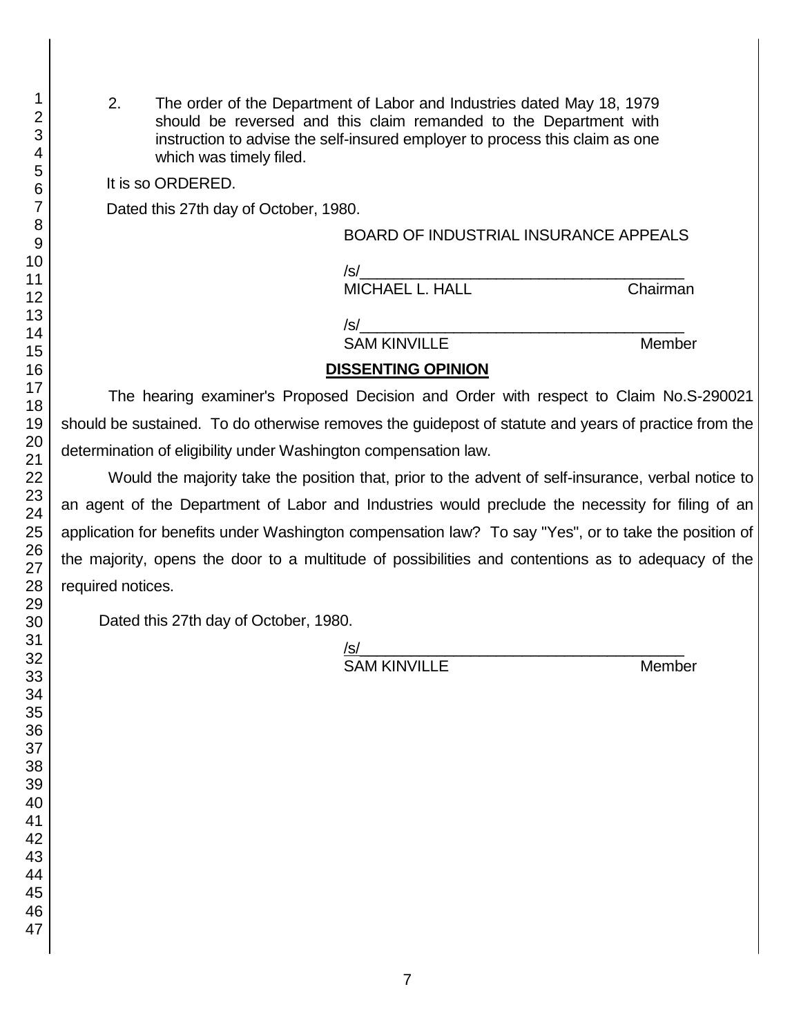2. The order of the Department of Labor and Industries dated May 18, 1979 should be reversed and this claim remanded to the Department with instruction to advise the self-insured employer to process this claim as one which was timely filed.

It is so ORDERED.

Dated this 27th day of October, 1980.

BOARD OF INDUSTRIAL INSURANCE APPEALS

/s/______________________________________
MICHAEL L. HALL Chairman

/s/______________________________________
SAM KINVILLE Member

**DISSENTING OPINION**

The hearing examiner's Proposed Decision and Order with respect to Claim No.S-290021 should be sustained. To do otherwise removes the guidepost of statute and years of practice from the determination of eligibility under Washington compensation law.

Would the majority take the position that, prior to the advent of self-insurance, verbal notice to an agent of the Department of Labor and Industries would preclude the necessity for filing of an application for benefits under Washington compensation law? To say "Yes", or to take the position of the majority, opens the door to a multitude of possibilities and contentions as to adequacy of the required notices.

Dated this 27th day of October, 1980.

/s/______________________________________
SAM KINVILLE Member